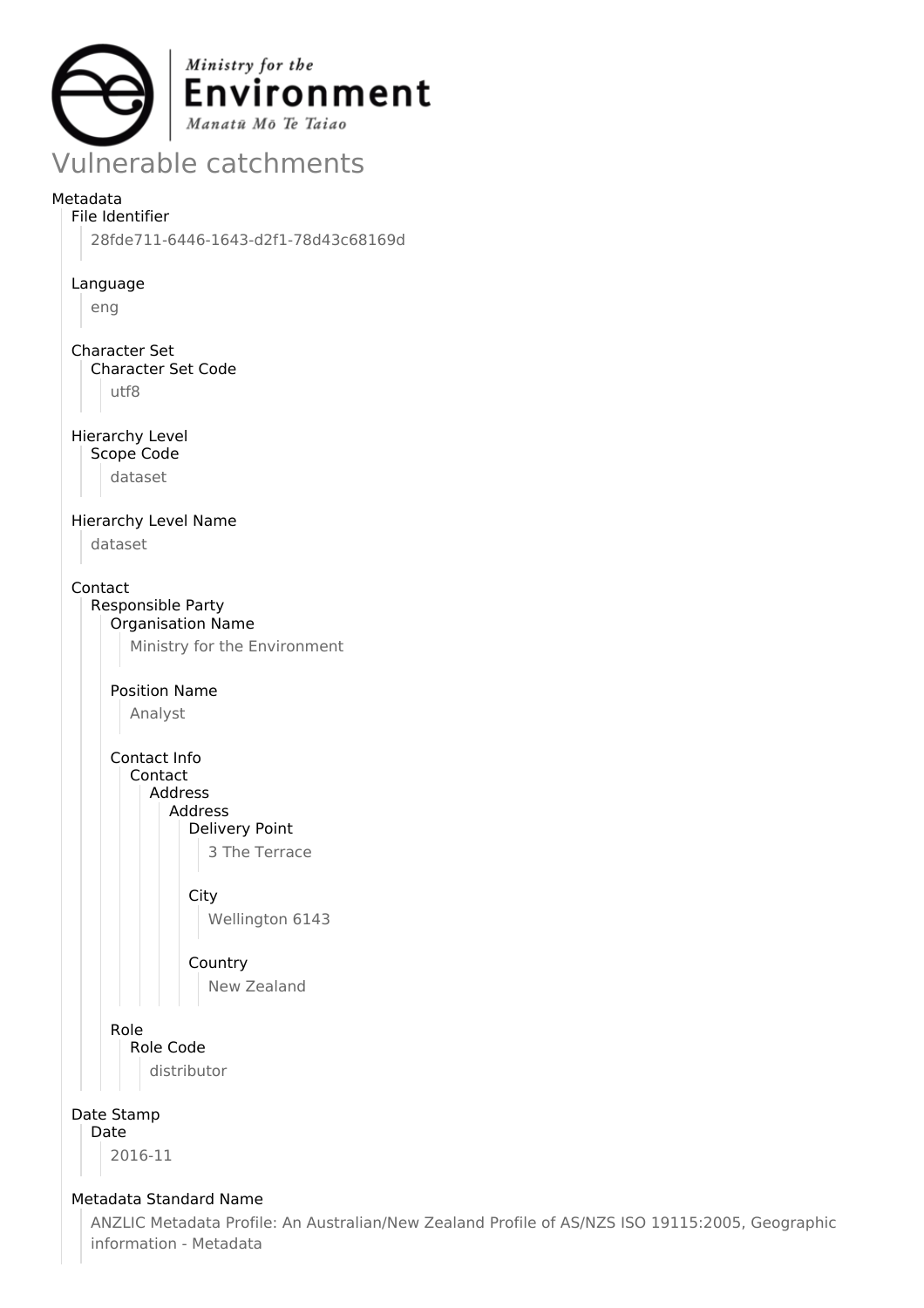Ministry for the
**Environment**
*Manatū Mō Te Taiao*

# Vulnerable catchments

## Metadata

### File Identifier

28fde711-6446-1643-d2f1-78d43c68169d

### Language

eng

### Character Set

#### Character Set Code

utf8

### Hierarchy Level

#### Scope Code

dataset

### Hierarchy Level Name

dataset

### Contact

#### Responsible Party

##### Organisation Name

Ministry for the Environment

##### Position Name

Analyst

##### Contact Info

###### Contact

Address

Address

Delivery Point

3 The Terrace

City

Wellington 6143

Country

New Zealand

##### Role

###### Role Code

distributor

### Date Stamp

#### Date

2016-11

### Metadata Standard Name

ANZLIC Metadata Profile: An Australian/New Zealand Profile of AS/NZS ISO 19115:2005, Geographic information - Metadata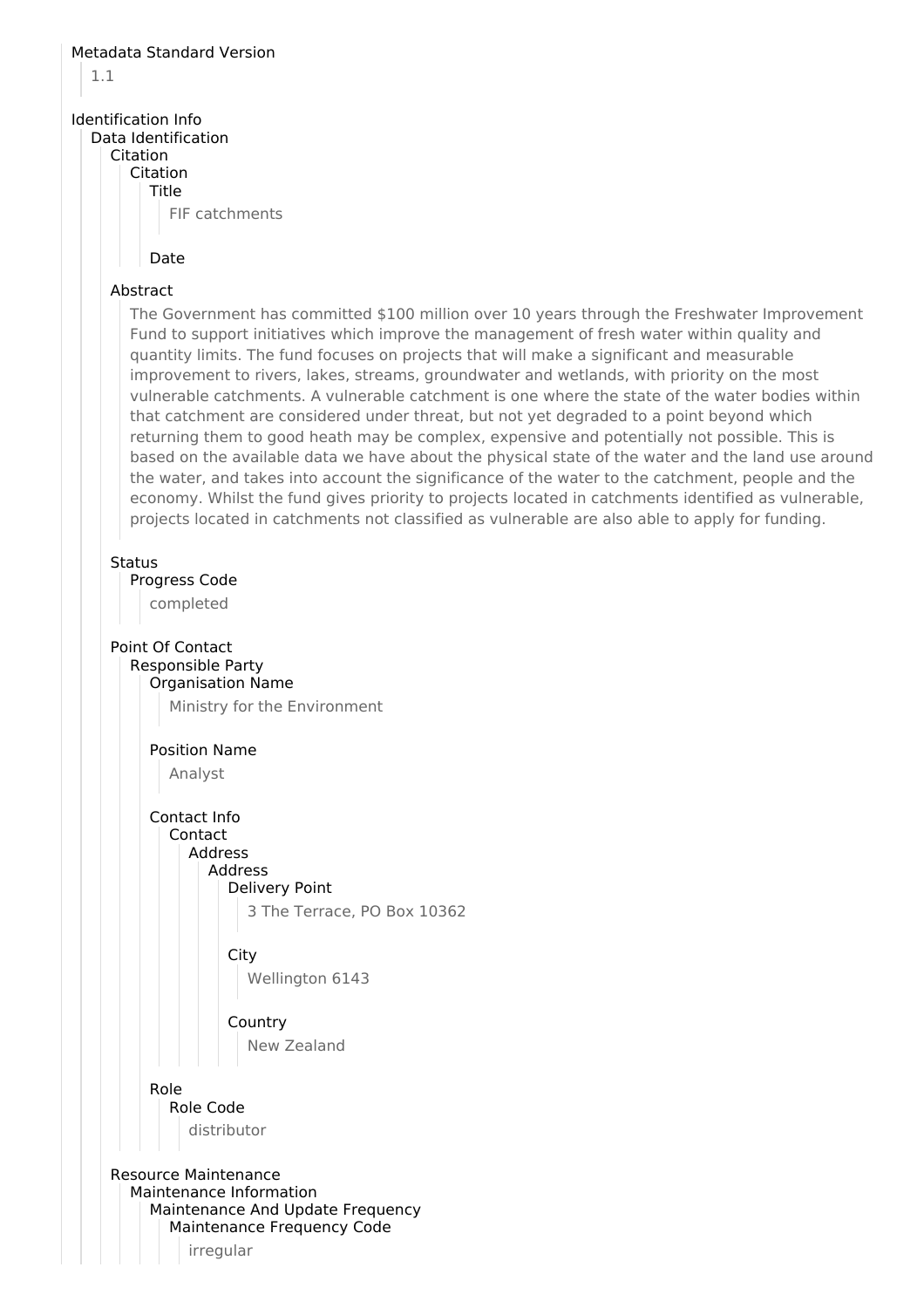Metadata Standard Version

1.1

Identification Info

Data Identification

Citation

Citation

Title

FIF catchments

Date

Abstract

The Government has committed $100 million over 10 years through the Freshwater Improvement Fund to support initiatives which improve the management of fresh water within quality and quantity limits. The fund focuses on projects that will make a significant and measurable improvement to rivers, lakes, streams, groundwater and wetlands, with priority on the most vulnerable catchments. A vulnerable catchment is one where the state of the water bodies within that catchment are considered under threat, but not yet degraded to a point beyond which returning them to good heath may be complex, expensive and potentially not possible. This is based on the available data we have about the physical state of the water and the land use around the water, and takes into account the significance of the water to the catchment, people and the economy. Whilst the fund gives priority to projects located in catchments identified as vulnerable, projects located in catchments not classified as vulnerable are also able to apply for funding.

Status

Progress Code

completed

Point Of Contact

Responsible Party

Organisation Name

Ministry for the Environment

Position Name

Analyst

Contact Info

Contact

Address

Address

Delivery Point

3 The Terrace, PO Box 10362

City

Wellington 6143

Country

New Zealand

Role

Role Code

distributor

Resource Maintenance

Maintenance Information

Maintenance And Update Frequency

Maintenance Frequency Code

irregular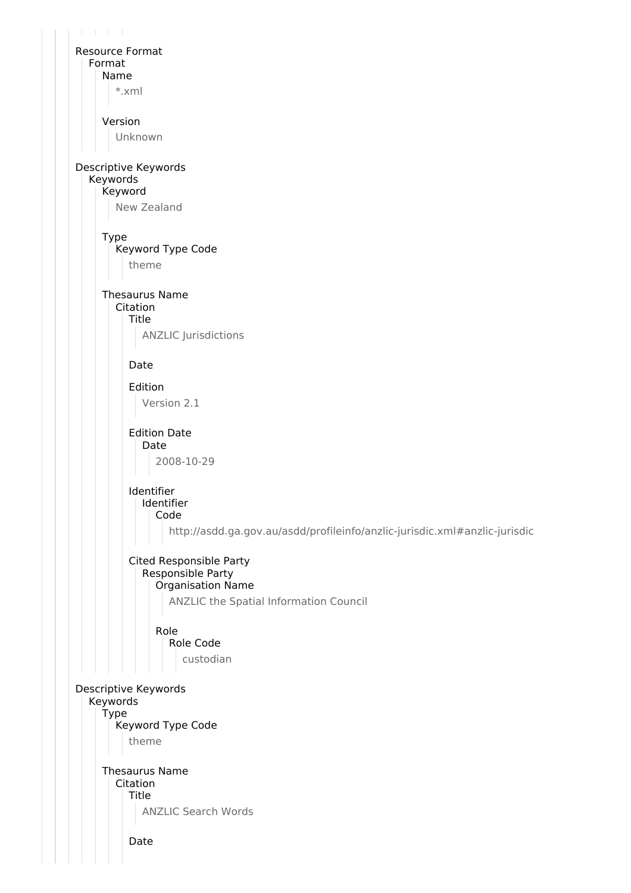Resource Format
- Format
  - Name
    - *.xml
  - Version
    - Unknown

Descriptive Keywords
- Keywords
  - Keyword
    - New Zealand
  - Type
    - Keyword Type Code
      - theme
  - Thesaurus Name
    - Citation
      - Title
        - ANZLIC Jurisdictions
      - Date
      - Edition
        - Version 2.1
      - Edition Date
        - Date
          - 2008-10-29
      - Identifier
        - Identifier
          - Code
            - http://asdd.ga.gov.au/asdd/profileinfo/anzlic-jurisdic.xml#anzlic-jurisdic
      - Cited Responsible Party
        - Responsible Party
          - Organisation Name
            - ANZLIC the Spatial Information Council
          - Role
            - Role Code
              - custodian

Descriptive Keywords
- Keywords
  - Type
    - Keyword Type Code
      - theme
  - Thesaurus Name
    - Citation
      - Title
        - ANZLIC Search Words
      - Date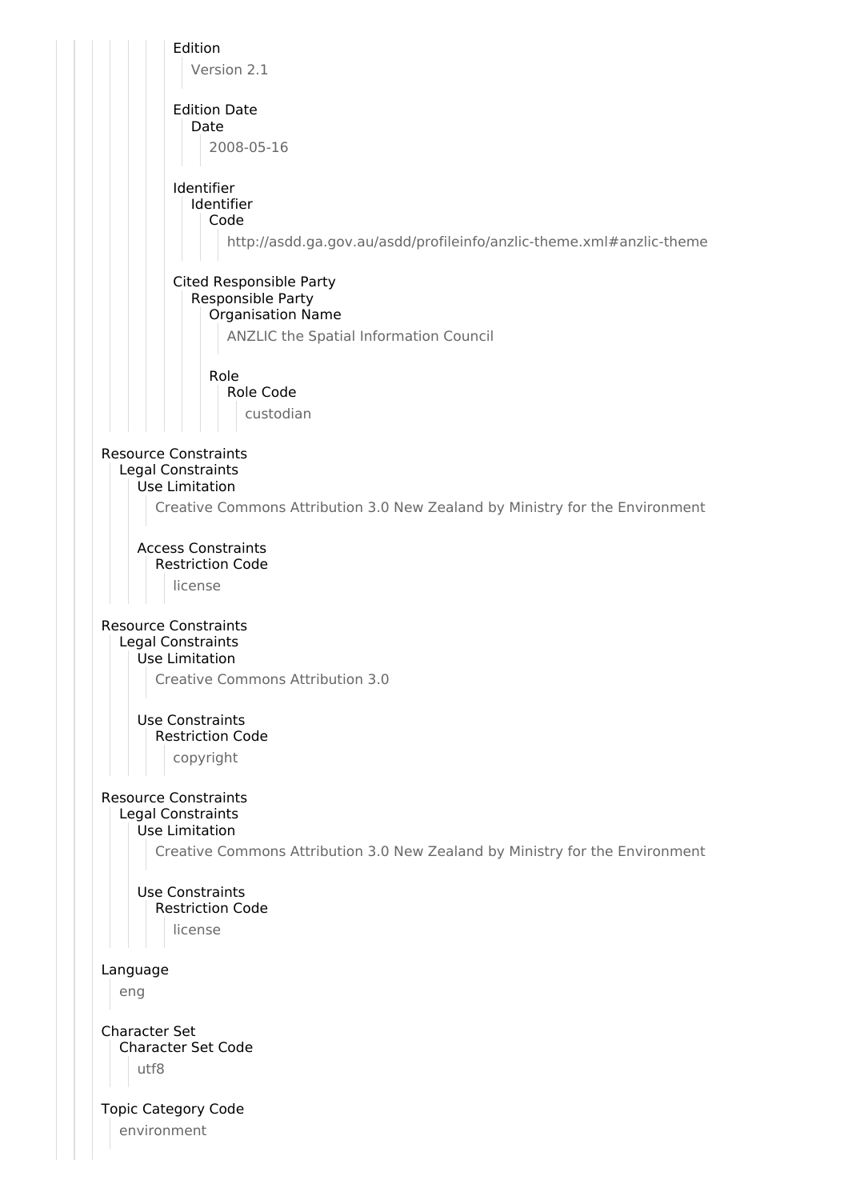Edition
- Version 2.1

Edition Date
- Date
  - 2008-05-16

Identifier
- Identifier
  - Code
    - http://asdd.ga.gov.au/asdd/profileinfo/anzlic-theme.xml#anzlic-theme

Cited Responsible Party
- Responsible Party
  - Organisation Name
    - ANZLIC the Spatial Information Council
  - Role
    - Role Code
      - custodian

Resource Constraints
- Legal Constraints
  - Use Limitation
    - Creative Commons Attribution 3.0 New Zealand by Ministry for the Environment
  - Access Constraints
    - Restriction Code
      - license

Resource Constraints
- Legal Constraints
  - Use Limitation
    - Creative Commons Attribution 3.0
  - Use Constraints
    - Restriction Code
      - copyright

Resource Constraints
- Legal Constraints
  - Use Limitation
    - Creative Commons Attribution 3.0 New Zealand by Ministry for the Environment
  - Use Constraints
    - Restriction Code
      - license

Language
- eng

Character Set
- Character Set Code
  - utf8

Topic Category Code
- environment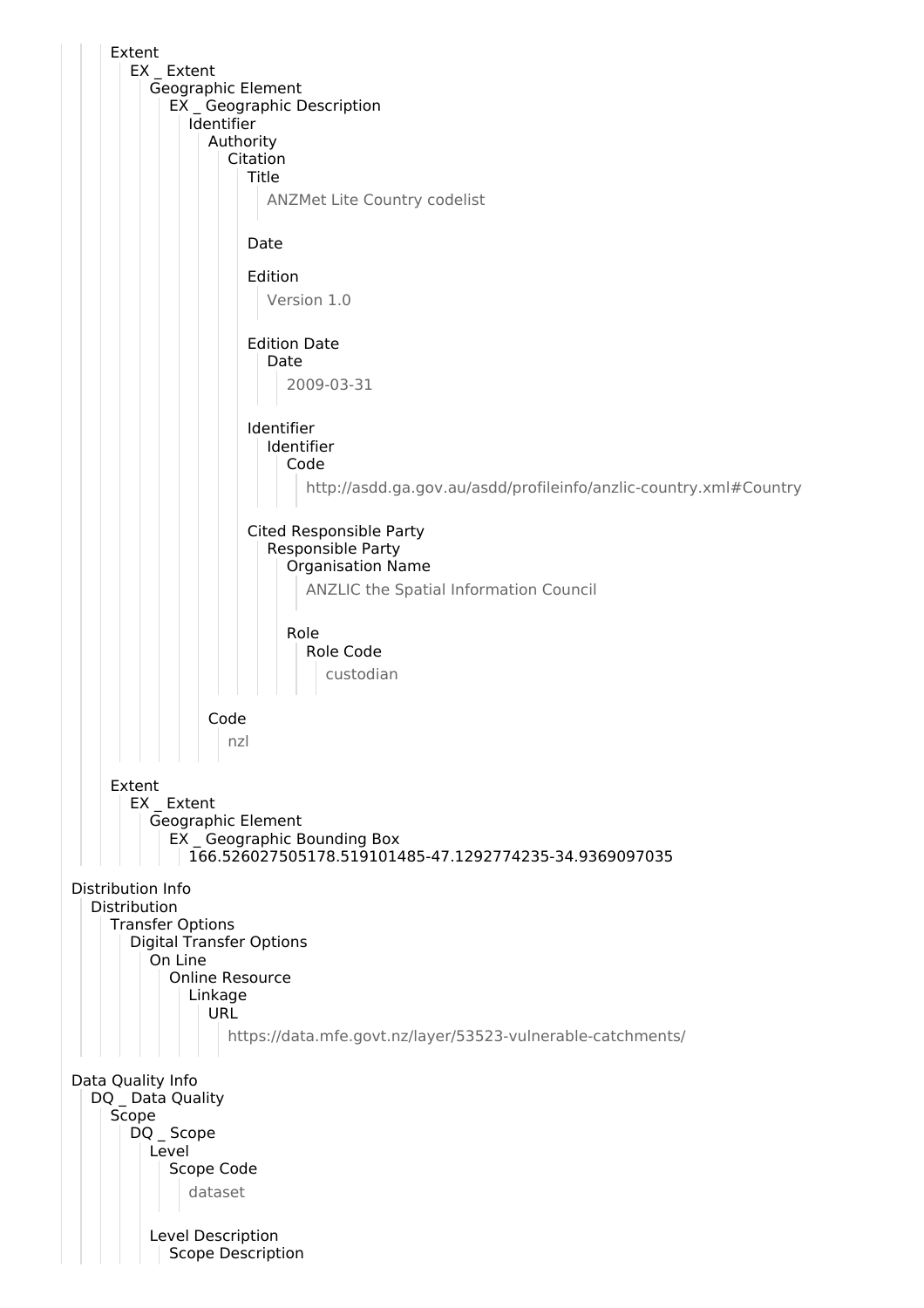Extent
- EX _ Extent
  - Geographic Element
    - EX _ Geographic Description
      - Identifier
        - Authority
          - Citation
            - Title
              - ANZMet Lite Country codelist
            - Date
            - Edition
              - Version 1.0
            - Edition Date
              - Date
                - 2009-03-31
            - Identifier
              - Identifier
                - Code
                  - http://asdd.ga.gov.au/asdd/profileinfo/anzlic-country.xml#Country
            - Cited Responsible Party
              - Responsible Party
                - Organisation Name
                  - ANZLIC the Spatial Information Council
                - Role
                  - Role Code
                    - custodian
        - Code
          - nzl

Extent
- EX _ Extent
  - Geographic Element
    - EX _ Geographic Bounding Box
      - 166.526027505178.519101485-47.1292774235-34.9369097035

Distribution Info
- Distribution
  - Transfer Options
    - Digital Transfer Options
      - On Line
        - Online Resource
          - Linkage
            - URL
              - https://data.mfe.govt.nz/layer/53523-vulnerable-catchments/

Data Quality Info
- DQ _ Data Quality
  - Scope
    - DQ _ Scope
      - Level
        - Scope Code
          - dataset
      - Level Description
        - Scope Description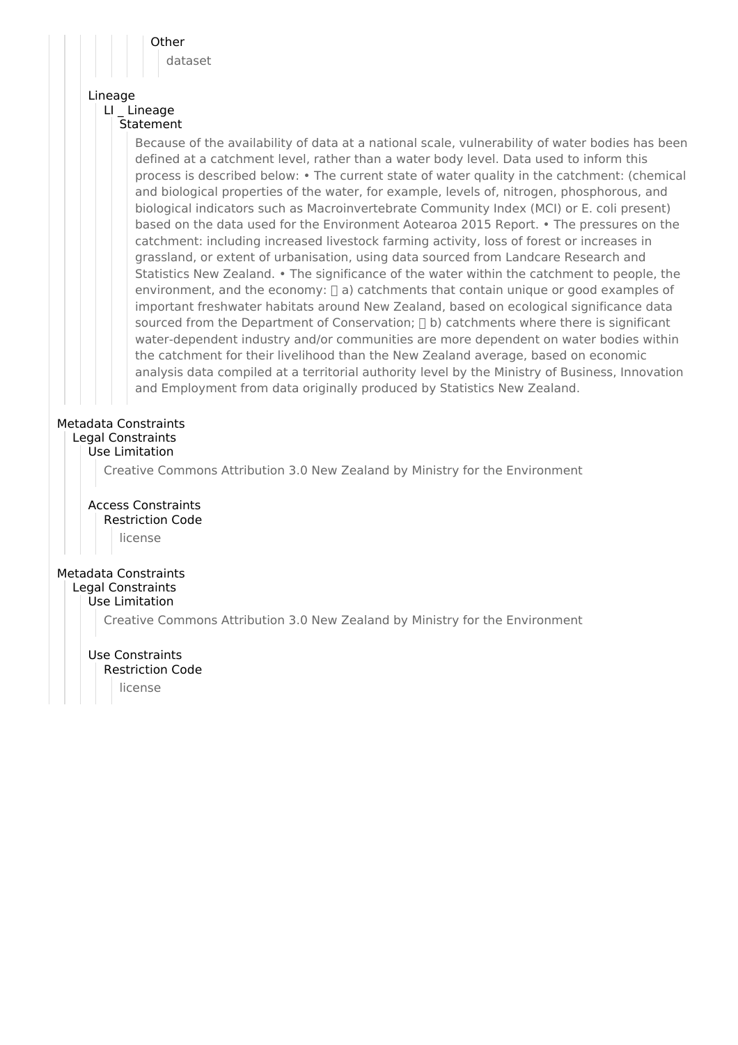Other

dataset

Lineage

LI _ Lineage

Statement

Because of the availability of data at a national scale, vulnerability of water bodies has been defined at a catchment level, rather than a water body level. Data used to inform this process is described below: • The current state of water quality in the catchment: (chemical and biological properties of the water, for example, levels of, nitrogen, phosphorous, and biological indicators such as Macroinvertebrate Community Index (MCI) or E. coli present) based on the data used for the Environment Aotearoa 2015 Report. • The pressures on the catchment: including increased livestock farming activity, loss of forest or increases in grassland, or extent of urbanisation, using data sourced from Landcare Research and Statistics New Zealand. • The significance of the water within the catchment to people, the environment, and the economy:  a) catchments that contain unique or good examples of important freshwater habitats around New Zealand, based on ecological significance data sourced from the Department of Conservation;  b) catchments where there is significant water-dependent industry and/or communities are more dependent on water bodies within the catchment for their livelihood than the New Zealand average, based on economic analysis data compiled at a territorial authority level by the Ministry of Business, Innovation and Employment from data originally produced by Statistics New Zealand.

Metadata Constraints

Legal Constraints

Use Limitation

Creative Commons Attribution 3.0 New Zealand by Ministry for the Environment

Access Constraints

Restriction Code

license

Metadata Constraints

Legal Constraints

Use Limitation

Creative Commons Attribution 3.0 New Zealand by Ministry for the Environment

Use Constraints

Restriction Code

license